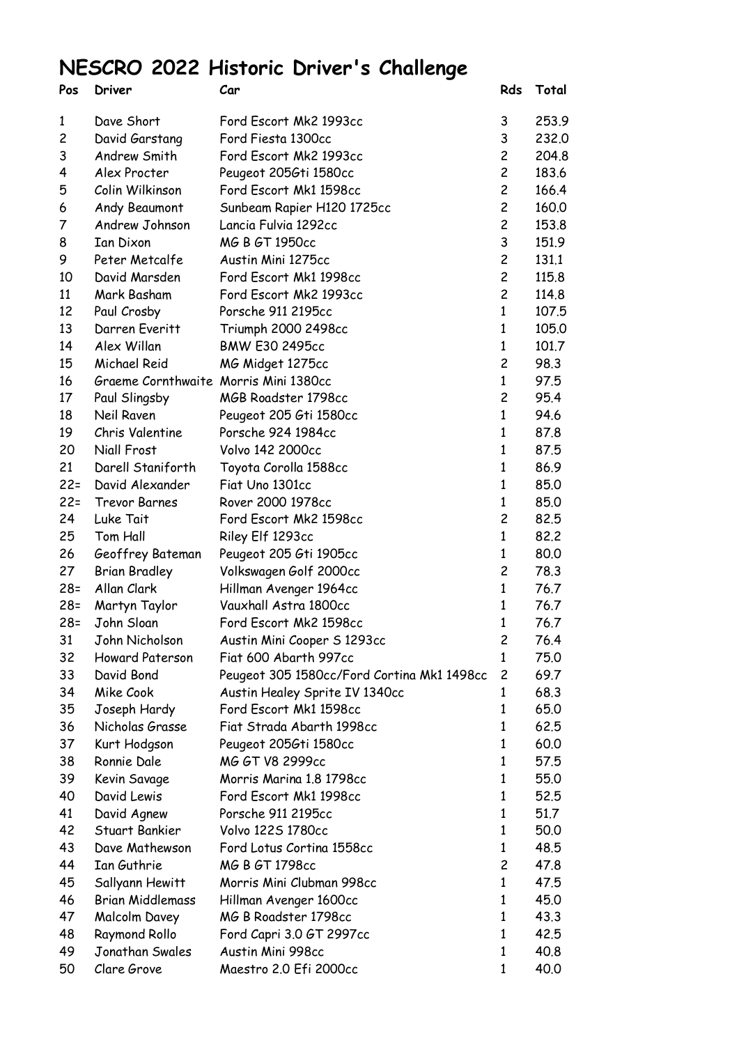# NESCRO 2022 Historic Driver's Challenge

| Pos | Driver | Car | Rds | Total |
|---|---|---|---|---|
| 1 | Dave Short | Ford Escort Mk2 1993cc | 3 | 253.9 |
| 2 | David Garstang | Ford Fiesta 1300cc | 3 | 232.0 |
| 3 | Andrew Smith | Ford Escort Mk2 1993cc | 2 | 204.8 |
| 4 | Alex Procter | Peugeot 205Gti 1580cc | 2 | 183.6 |
| 5 | Colin Wilkinson | Ford Escort Mk1 1598cc | 2 | 166.4 |
| 6 | Andy Beaumont | Sunbeam Rapier H120 1725cc | 2 | 160.0 |
| 7 | Andrew Johnson | Lancia Fulvia 1292cc | 2 | 153.8 |
| 8 | Ian Dixon | MG B GT 1950cc | 3 | 151.9 |
| 9 | Peter Metcalfe | Austin Mini 1275cc | 2 | 131.1 |
| 10 | David Marsden | Ford Escort Mk1 1998cc | 2 | 115.8 |
| 11 | Mark Basham | Ford Escort Mk2 1993cc | 2 | 114.8 |
| 12 | Paul Crosby | Porsche 911 2195cc | 1 | 107.5 |
| 13 | Darren Everitt | Triumph 2000 2498cc | 1 | 105.0 |
| 14 | Alex Willan | BMW E30 2495cc | 1 | 101.7 |
| 15 | Michael Reid | MG Midget 1275cc | 2 | 98.3 |
| 16 | Graeme Cornthwaite | Morris Mini 1380cc | 1 | 97.5 |
| 17 | Paul Slingsby | MGB Roadster 1798cc | 2 | 95.4 |
| 18 | Neil Raven | Peugeot 205 Gti 1580cc | 1 | 94.6 |
| 19 | Chris Valentine | Porsche 924 1984cc | 1 | 87.8 |
| 20 | Niall Frost | Volvo 142 2000cc | 1 | 87.5 |
| 21 | Darell Staniforth | Toyota Corolla 1588cc | 1 | 86.9 |
| 22= | David Alexander | Fiat Uno 1301cc | 1 | 85.0 |
| 22= | Trevor Barnes | Rover 2000 1978cc | 1 | 85.0 |
| 24 | Luke Tait | Ford Escort Mk2 1598cc | 2 | 82.5 |
| 25 | Tom Hall | Riley Elf 1293cc | 1 | 82.2 |
| 26 | Geoffrey Bateman | Peugeot 205 Gti 1905cc | 1 | 80.0 |
| 27 | Brian Bradley | Volkswagen Golf 2000cc | 2 | 78.3 |
| 28= | Allan Clark | Hillman Avenger 1964cc | 1 | 76.7 |
| 28= | Martyn Taylor | Vauxhall Astra 1800cc | 1 | 76.7 |
| 28= | John Sloan | Ford Escort Mk2 1598cc | 1 | 76.7 |
| 31 | John Nicholson | Austin Mini Cooper S 1293cc | 2 | 76.4 |
| 32 | Howard Paterson | Fiat 600 Abarth 997cc | 1 | 75.0 |
| 33 | David Bond | Peugeot 305 1580cc/Ford Cortina Mk1 1498cc | 2 | 69.7 |
| 34 | Mike Cook | Austin Healey Sprite IV 1340cc | 1 | 68.3 |
| 35 | Joseph Hardy | Ford Escort Mk1 1598cc | 1 | 65.0 |
| 36 | Nicholas Grasse | Fiat Strada Abarth 1998cc | 1 | 62.5 |
| 37 | Kurt Hodgson | Peugeot 205Gti 1580cc | 1 | 60.0 |
| 38 | Ronnie Dale | MG GT V8 2999cc | 1 | 57.5 |
| 39 | Kevin Savage | Morris Marina 1.8 1798cc | 1 | 55.0 |
| 40 | David Lewis | Ford Escort Mk1 1998cc | 1 | 52.5 |
| 41 | David Agnew | Porsche 911 2195cc | 1 | 51.7 |
| 42 | Stuart Bankier | Volvo 122S 1780cc | 1 | 50.0 |
| 43 | Dave Mathewson | Ford Lotus Cortina 1558cc | 1 | 48.5 |
| 44 | Ian Guthrie | MG B GT 1798cc | 2 | 47.8 |
| 45 | Sallyann Hewitt | Morris Mini Clubman 998cc | 1 | 47.5 |
| 46 | Brian Middlemass | Hillman Avenger 1600cc | 1 | 45.0 |
| 47 | Malcolm Davey | MG B Roadster 1798cc | 1 | 43.3 |
| 48 | Raymond Rollo | Ford Capri 3.0 GT 2997cc | 1 | 42.5 |
| 49 | Jonathan Swales | Austin Mini 998cc | 1 | 40.8 |
| 50 | Clare Grove | Maestro 2.0 Efi 2000cc | 1 | 40.0 |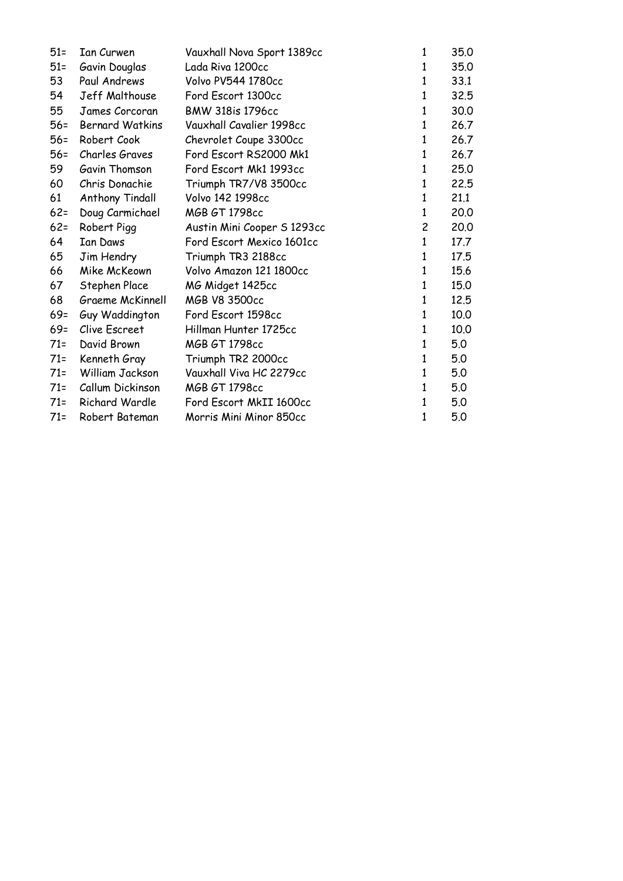| | | | | |
|---|---|---|---|---|
| 51= | Ian Curwen | Vauxhall Nova Sport 1389cc | 1 | 35.0 |
| 51= | Gavin Douglas | Lada Riva 1200cc | 1 | 35.0 |
| 53 | Paul Andrews | Volvo PV544 1780cc | 1 | 33.1 |
| 54 | Jeff Malthouse | Ford Escort 1300cc | 1 | 32.5 |
| 55 | James Corcoran | BMW 318is 1796cc | 1 | 30.0 |
| 56= | Bernard Watkins | Vauxhall Cavalier 1998cc | 1 | 26.7 |
| 56= | Robert Cook | Chevrolet Coupe 3300cc | 1 | 26.7 |
| 56= | Charles Graves | Ford Escort RS2000 Mk1 | 1 | 26.7 |
| 59 | Gavin Thomson | Ford Escort Mk1 1993cc | 1 | 25.0 |
| 60 | Chris Donachie | Triumph TR7/V8 3500cc | 1 | 22.5 |
| 61 | Anthony Tindall | Volvo 142 1998cc | 1 | 21.1 |
| 62= | Doug Carmichael | MGB GT 1798cc | 1 | 20.0 |
| 62= | Robert Pigg | Austin Mini Cooper S 1293cc | 2 | 20.0 |
| 64 | Ian Daws | Ford Escort Mexico 1601cc | 1 | 17.7 |
| 65 | Jim Hendry | Triumph TR3 2188cc | 1 | 17.5 |
| 66 | Mike McKeown | Volvo Amazon 121 1800cc | 1 | 15.6 |
| 67 | Stephen Place | MG Midget 1425cc | 1 | 15.0 |
| 68 | Graeme McKinnell | MGB V8 3500cc | 1 | 12.5 |
| 69= | Guy Waddington | Ford Escort 1598cc | 1 | 10.0 |
| 69= | Clive Escreet | Hillman Hunter 1725cc | 1 | 10.0 |
| 71= | David Brown | MGB GT 1798cc | 1 | 5.0 |
| 71= | Kenneth Gray | Triumph TR2 2000cc | 1 | 5.0 |
| 71= | William Jackson | Vauxhall Viva HC 2279cc | 1 | 5.0 |
| 71= | Callum Dickinson | MGB GT 1798cc | 1 | 5.0 |
| 71= | Richard Wardle | Ford Escort MkII 1600cc | 1 | 5.0 |
| 71= | Robert Bateman | Morris Mini Minor 850cc | 1 | 5.0 |